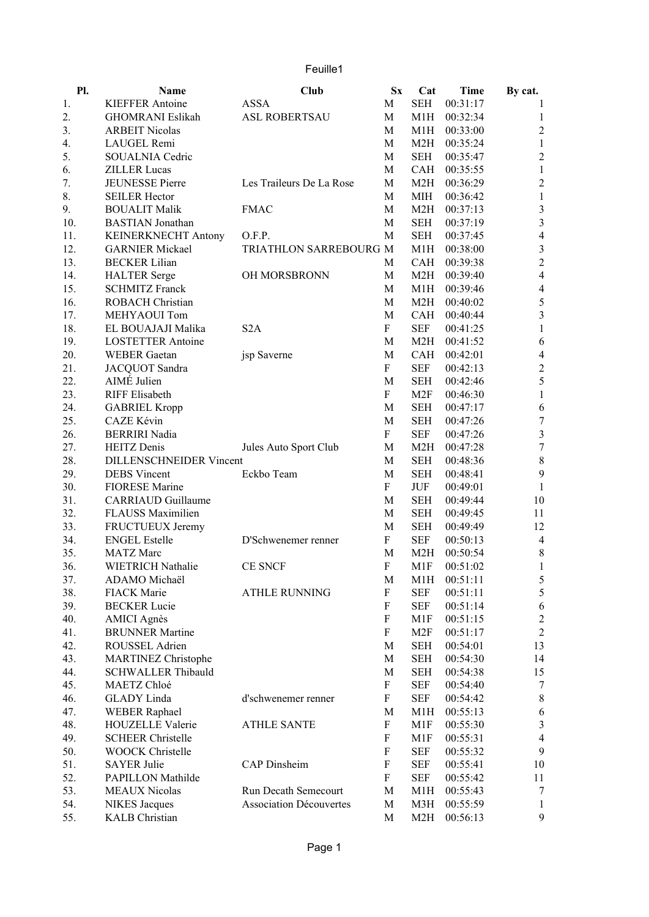Feuille1

| Pl. | Name | Club | Sx | Cat | Time | By cat. |
|---|---|---|---|---|---|---|
| 1. | KIEFFER Antoine | ASSA | M | SEH | 00:31:17 | 1 |
| 2. | GHOMRANI Eslikah | ASL ROBERTSAU | M | M1H | 00:32:34 | 1 |
| 3. | ARBEIT Nicolas | | M | M1H | 00:33:00 | 2 |
| 4. | LAUGEL Remi | | M | M2H | 00:35:24 | 1 |
| 5. | SOUALNIA Cedric | | M | SEH | 00:35:47 | 2 |
| 6. | ZILLER Lucas | | M | CAH | 00:35:55 | 1 |
| 7. | JEUNESSE Pierre | Les Traileurs De La Rose | M | M2H | 00:36:29 | 2 |
| 8. | SEILER Hector | | M | MIH | 00:36:42 | 1 |
| 9. | BOUALIT Malik | FMAC | M | M2H | 00:37:13 | 3 |
| 10. | BASTIAN Jonathan | | M | SEH | 00:37:19 | 3 |
| 11. | KEINERKNECHT Antony | O.F.P. | M | SEH | 00:37:45 | 4 |
| 12. | GARNIER Mickael | TRIATHLON SARREBOURG | M | M1H | 00:38:00 | 3 |
| 13. | BECKER Lilian | | M | CAH | 00:39:38 | 2 |
| 14. | HALTER Serge | OH MORSBRONN | M | M2H | 00:39:40 | 4 |
| 15. | SCHMITZ Franck | | M | M1H | 00:39:46 | 4 |
| 16. | ROBACH Christian | | M | M2H | 00:40:02 | 5 |
| 17. | MEHYAOUI Tom | | M | CAH | 00:40:44 | 3 |
| 18. | EL BOUAJAJI Malika | S2A | F | SEF | 00:41:25 | 1 |
| 19. | LOSTETTER Antoine | | M | M2H | 00:41:52 | 6 |
| 20. | WEBER Gaetan | jsp Saverne | M | CAH | 00:42:01 | 4 |
| 21. | JACQUOT Sandra | | F | SEF | 00:42:13 | 2 |
| 22. | AIMÉ Julien | | M | SEH | 00:42:46 | 5 |
| 23. | RIFF Elisabeth | | F | M2F | 00:46:30 | 1 |
| 24. | GABRIEL Kropp | | M | SEH | 00:47:17 | 6 |
| 25. | CAZE Kévin | | M | SEH | 00:47:26 | 7 |
| 26. | BERRIRI Nadia | | F | SEF | 00:47:26 | 3 |
| 27. | HEITZ Denis | Jules Auto Sport Club | M | M2H | 00:47:28 | 7 |
| 28. | DILLENSCHNEIDER Vincent | | M | SEH | 00:48:36 | 8 |
| 29. | DEBS Vincent | Eckbo Team | M | SEH | 00:48:41 | 9 |
| 30. | FIORESE Marine | | F | JUF | 00:49:01 | 1 |
| 31. | CARRIAUD Guillaume | | M | SEH | 00:49:44 | 10 |
| 32. | FLAUSS Maximilien | | M | SEH | 00:49:45 | 11 |
| 33. | FRUCTUEUX Jeremy | | M | SEH | 00:49:49 | 12 |
| 34. | ENGEL Estelle | D'Schwenemer renner | F | SEF | 00:50:13 | 4 |
| 35. | MATZ Marc | | M | M2H | 00:50:54 | 8 |
| 36. | WIETRICH Nathalie | CE SNCF | F | M1F | 00:51:02 | 1 |
| 37. | ADAMO Michaël | | M | M1H | 00:51:11 | 5 |
| 38. | FIACK Marie | ATHLE RUNNING | F | SEF | 00:51:11 | 5 |
| 39. | BECKER Lucie | | F | SEF | 00:51:14 | 6 |
| 40. | AMICI Agnès | | F | M1F | 00:51:15 | 2 |
| 41. | BRUNNER Martine | | F | M2F | 00:51:17 | 2 |
| 42. | ROUSSEL Adrien | | M | SEH | 00:54:01 | 13 |
| 43. | MARTINEZ Christophe | | M | SEH | 00:54:30 | 14 |
| 44. | SCHWALLER Thibauld | | M | SEH | 00:54:38 | 15 |
| 45. | MAETZ Chloé | | F | SEF | 00:54:40 | 7 |
| 46. | GLADY Linda | d'schwenemer renner | F | SEF | 00:54:42 | 8 |
| 47. | WEBER Raphael | | M | M1H | 00:55:13 | 6 |
| 48. | HOUZELLE Valerie | ATHLE SANTE | F | M1F | 00:55:30 | 3 |
| 49. | SCHEER Christelle | | F | M1F | 00:55:31 | 4 |
| 50. | WOOCK Christelle | | F | SEF | 00:55:32 | 9 |
| 51. | SAYER Julie | CAP Dinsheim | F | SEF | 00:55:41 | 10 |
| 52. | PAPILLON Mathilde | | F | SEF | 00:55:42 | 11 |
| 53. | MEAUX Nicolas | Run Decath Semecourt | M | M1H | 00:55:43 | 7 |
| 54. | NIKES Jacques | Association Découvertes | M | M3H | 00:55:59 | 1 |
| 55. | KALB Christian | | M | M2H | 00:56:13 | 9 |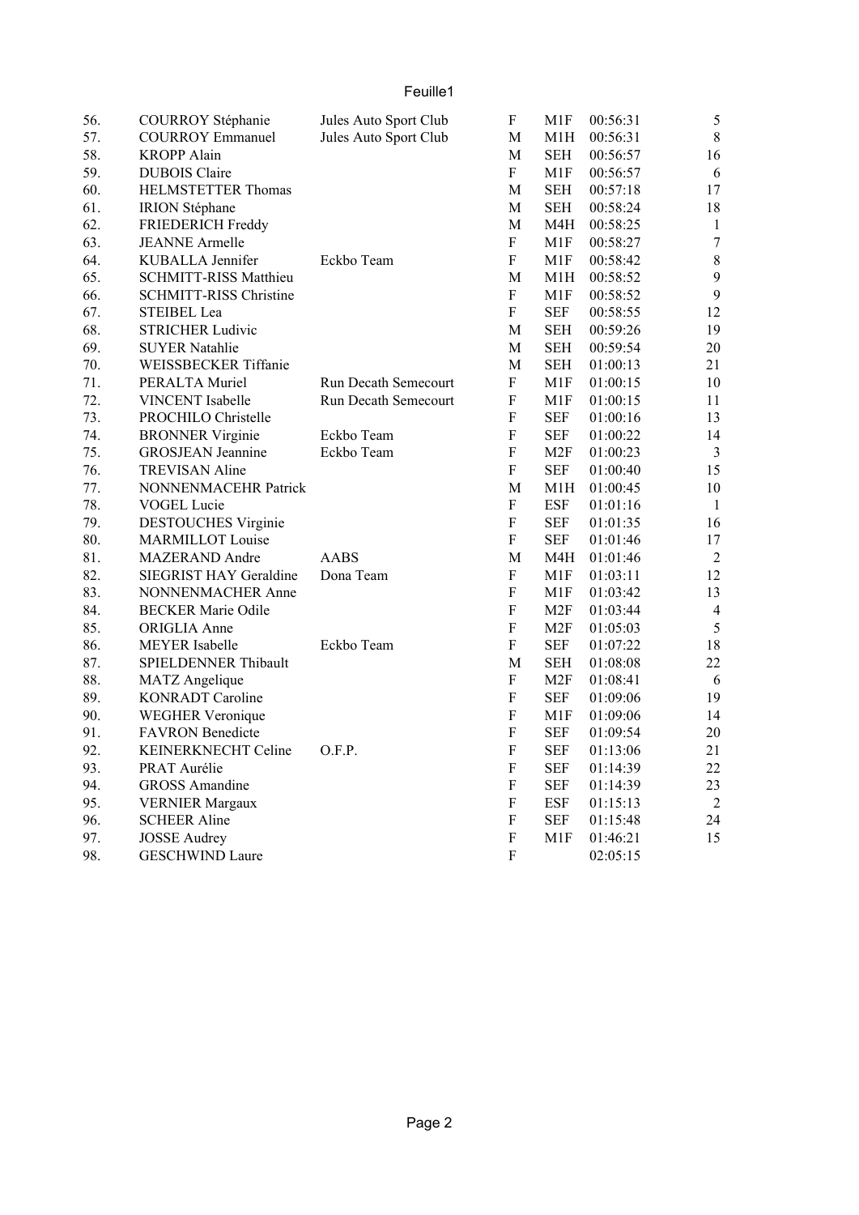| | | | | | | |
|---|---|---|---|---|---|---|
| 56. | COURROY Stéphanie | Jules Auto Sport Club | F | M1F | 00:56:31 | 5 |
| 57. | COURROY Emmanuel | Jules Auto Sport Club | M | M1H | 00:56:31 | 8 |
| 58. | KROPP Alain | | M | SEH | 00:56:57 | 16 |
| 59. | DUBOIS Claire | | F | M1F | 00:56:57 | 6 |
| 60. | HELMSTETTER Thomas | | M | SEH | 00:57:18 | 17 |
| 61. | IRION Stéphane | | M | SEH | 00:58:24 | 18 |
| 62. | FRIEDERICH Freddy | | M | M4H | 00:58:25 | 1 |
| 63. | JEANNE Armelle | | F | M1F | 00:58:27 | 7 |
| 64. | KUBALLA Jennifer | Eckbo Team | F | M1F | 00:58:42 | 8 |
| 65. | SCHMITT-RISS Matthieu | | M | M1H | 00:58:52 | 9 |
| 66. | SCHMITT-RISS Christine | | F | M1F | 00:58:52 | 9 |
| 67. | STEIBEL Lea | | F | SEF | 00:58:55 | 12 |
| 68. | STRICHER Ludivic | | M | SEH | 00:59:26 | 19 |
| 69. | SUYER Natahlie | | M | SEH | 00:59:54 | 20 |
| 70. | WEISSBECKER Tiffanie | | M | SEH | 01:00:13 | 21 |
| 71. | PERALTA Muriel | Run Decath Semecourt | F | M1F | 01:00:15 | 10 |
| 72. | VINCENT Isabelle | Run Decath Semecourt | F | M1F | 01:00:15 | 11 |
| 73. | PROCHILO Christelle | | F | SEF | 01:00:16 | 13 |
| 74. | BRONNER Virginie | Eckbo Team | F | SEF | 01:00:22 | 14 |
| 75. | GROSJEAN Jeannine | Eckbo Team | F | M2F | 01:00:23 | 3 |
| 76. | TREVISAN Aline | | F | SEF | 01:00:40 | 15 |
| 77. | NONNENMACEHR Patrick | | M | M1H | 01:00:45 | 10 |
| 78. | VOGEL Lucie | | F | ESF | 01:01:16 | 1 |
| 79. | DESTOUCHES Virginie | | F | SEF | 01:01:35 | 16 |
| 80. | MARMILLOT Louise | | F | SEF | 01:01:46 | 17 |
| 81. | MAZERAND Andre | AABS | M | M4H | 01:01:46 | 2 |
| 82. | SIEGRIST HAY Geraldine | Dona Team | F | M1F | 01:03:11 | 12 |
| 83. | NONNENMACHER Anne | | F | M1F | 01:03:42 | 13 |
| 84. | BECKER Marie Odile | | F | M2F | 01:03:44 | 4 |
| 85. | ORIGLIA Anne | | F | M2F | 01:05:03 | 5 |
| 86. | MEYER Isabelle | Eckbo Team | F | SEF | 01:07:22 | 18 |
| 87. | SPIELDENNER Thibault | | M | SEH | 01:08:08 | 22 |
| 88. | MATZ Angelique | | F | M2F | 01:08:41 | 6 |
| 89. | KONRADT Caroline | | F | SEF | 01:09:06 | 19 |
| 90. | WEGHER Veronique | | F | M1F | 01:09:06 | 14 |
| 91. | FAVRON Benedicte | | F | SEF | 01:09:54 | 20 |
| 92. | KEINERKNECHT Celine | O.F.P. | F | SEF | 01:13:06 | 21 |
| 93. | PRAT Aurélie | | F | SEF | 01:14:39 | 22 |
| 94. | GROSS Amandine | | F | SEF | 01:14:39 | 23 |
| 95. | VERNIER Margaux | | F | ESF | 01:15:13 | 2 |
| 96. | SCHEER Aline | | F | SEF | 01:15:48 | 24 |
| 97. | JOSSE Audrey | | F | M1F | 01:46:21 | 15 |
| 98. | GESCHWIND Laure | | F | | 02:05:15 | |